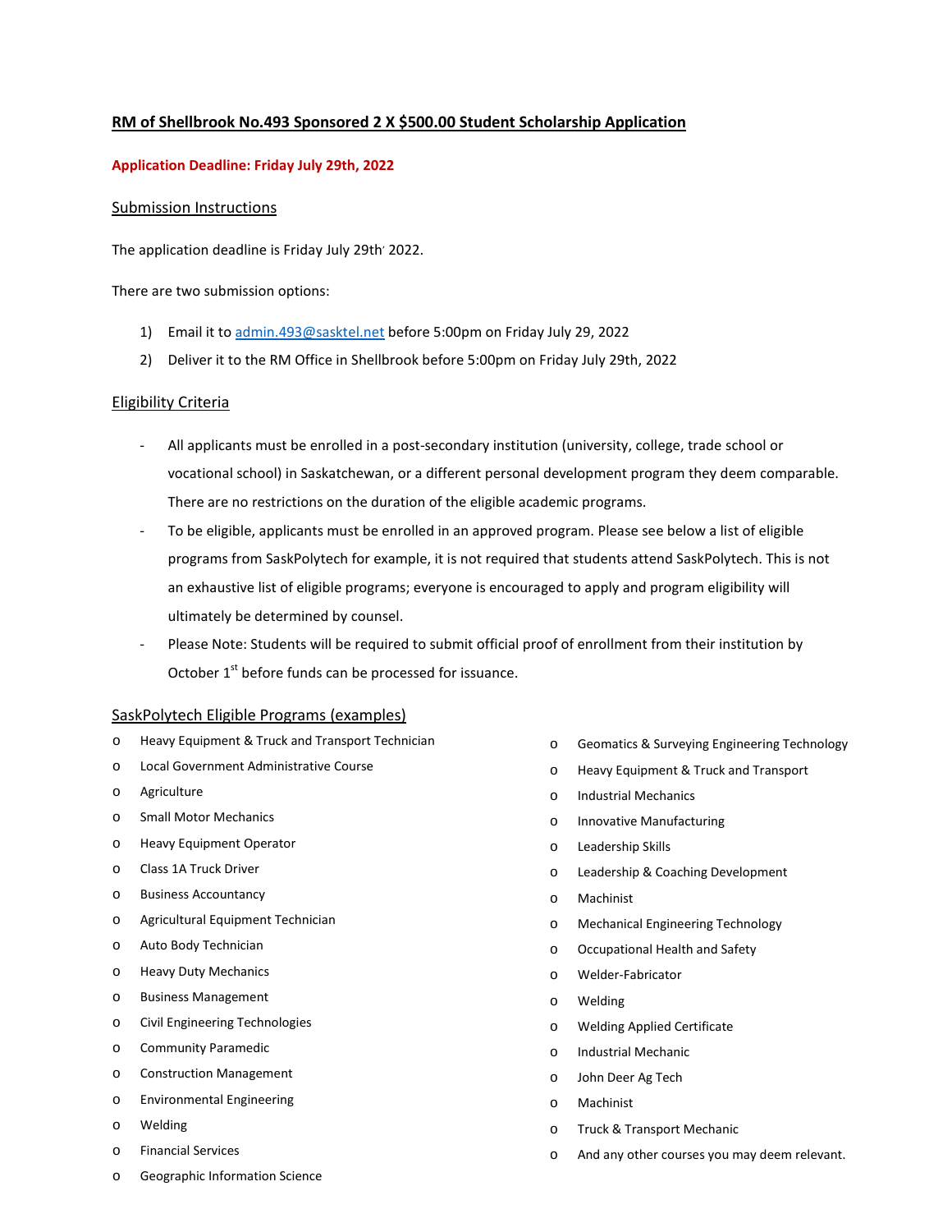# **RM of Shellbrook No.493 Sponsored 2 X $500.00 Student Scholarship Application**

**Application Deadline: Friday July 29th, 2022**

## Submission Instructions

The application deadline is Friday July 29th 2022.

There are two submission options:

1) Email it to admin.493@sasktel.net before 5:00pm on Friday July 29, 2022
2) Deliver it to the RM Office in Shellbrook before 5:00pm on Friday July 29th, 2022

## Eligibility Criteria

- All applicants must be enrolled in a post-secondary institution (university, college, trade school or vocational school) in Saskatchewan, or a different personal development program they deem comparable. There are no restrictions on the duration of the eligible academic programs.
- To be eligible, applicants must be enrolled in an approved program. Please see below a list of eligible programs from SaskPolytech for example, it is not required that students attend SaskPolytech. This is not an exhaustive list of eligible programs; everyone is encouraged to apply and program eligibility will ultimately be determined by counsel.
- Please Note: Students will be required to submit official proof of enrollment from their institution by October 1st before funds can be processed for issuance.

## SaskPolytech Eligible Programs (examples)

- Heavy Equipment & Truck and Transport Technician
- Local Government Administrative Course
- Agriculture
- Small Motor Mechanics
- Heavy Equipment Operator
- Class 1A Truck Driver
- Business Accountancy
- Agricultural Equipment Technician
- Auto Body Technician
- Heavy Duty Mechanics
- Business Management
- Civil Engineering Technologies
- Community Paramedic
- Construction Management
- Environmental Engineering
- Welding
- Financial Services
- Geographic Information Science
- Geomatics & Surveying Engineering Technology
- Heavy Equipment & Truck and Transport
- Industrial Mechanics
- Innovative Manufacturing
- Leadership Skills
- Leadership & Coaching Development
- Machinist
- Mechanical Engineering Technology
- Occupational Health and Safety
- Welder-Fabricator
- Welding
- Welding Applied Certificate
- Industrial Mechanic
- John Deer Ag Tech
- Machinist
- Truck & Transport Mechanic
- And any other courses you may deem relevant.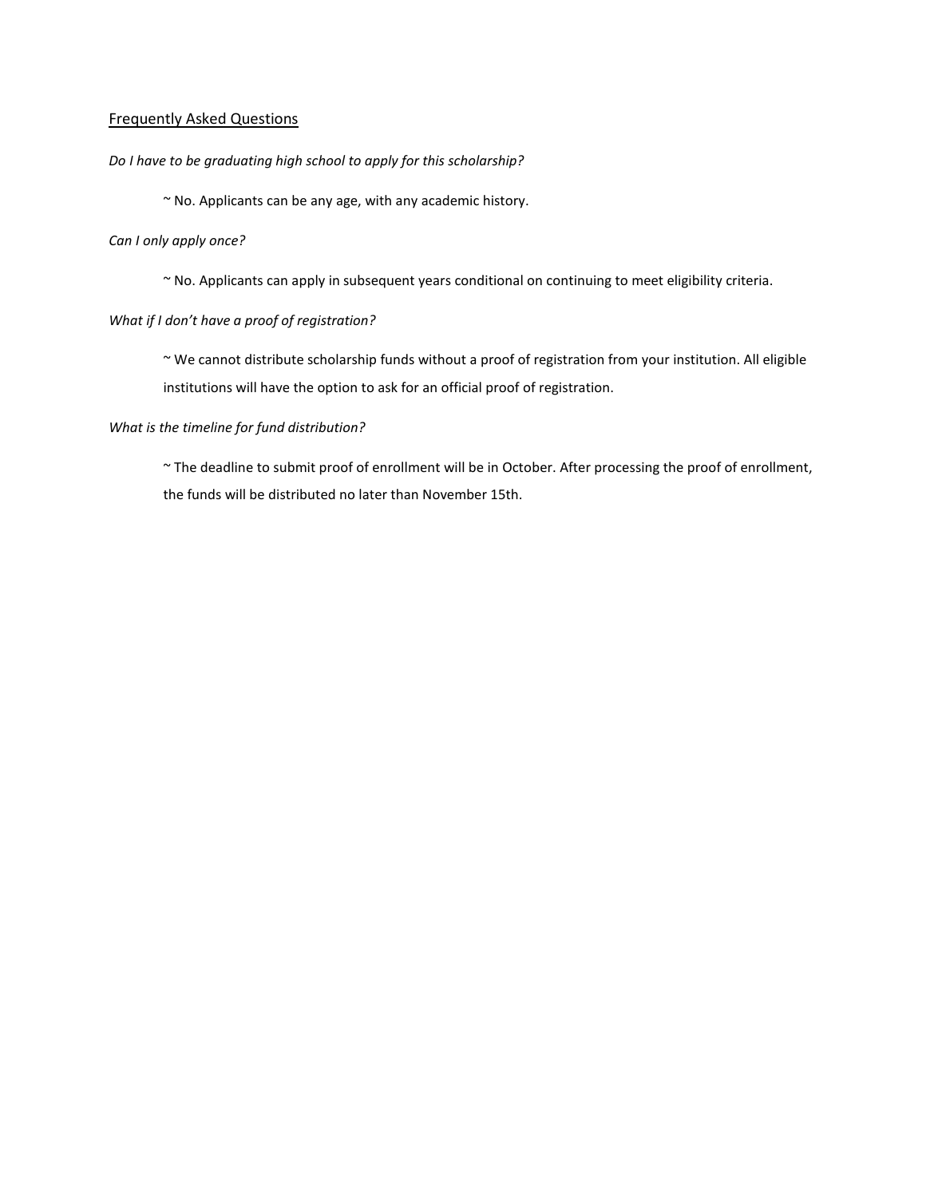## Frequently Asked Questions

*Do I have to be graduating high school to apply for this scholarship?*

~ No. Applicants can be any age, with any academic history.

*Can I only apply once?*

~ No. Applicants can apply in subsequent years conditional on continuing to meet eligibility criteria.

*What if I don't have a proof of registration?*

~ We cannot distribute scholarship funds without a proof of registration from your institution. All eligible institutions will have the option to ask for an official proof of registration.

*What is the timeline for fund distribution?*

~ The deadline to submit proof of enrollment will be in October. After processing the proof of enrollment, the funds will be distributed no later than November 15th.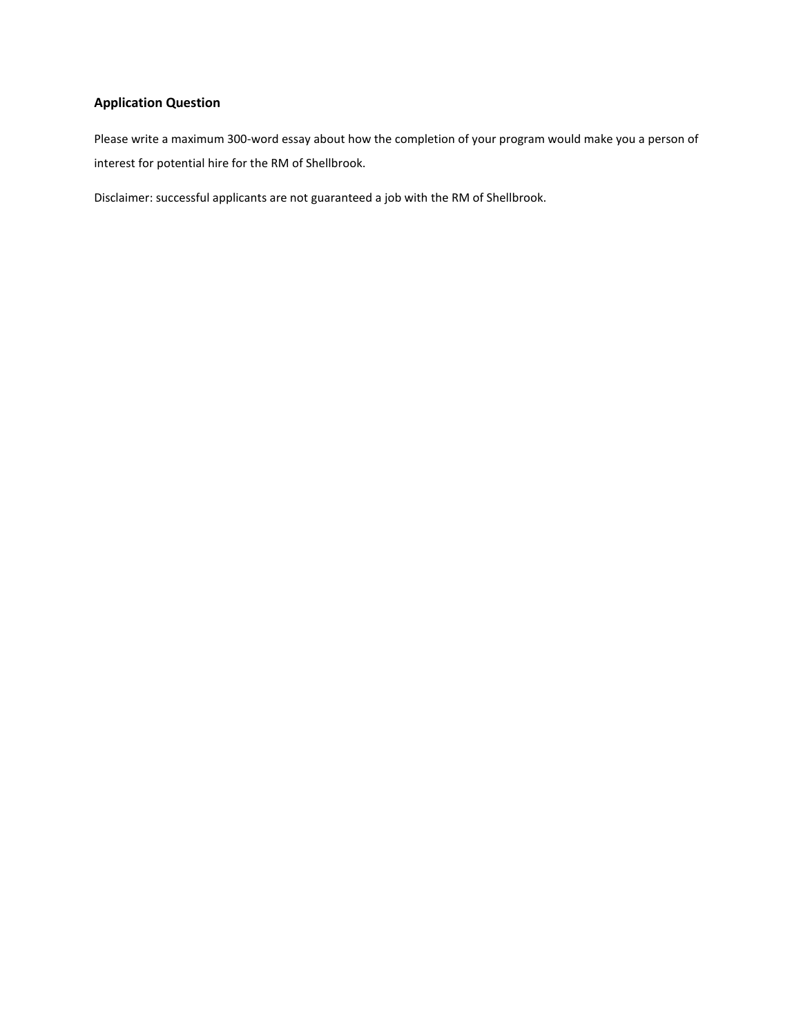### Application Question

Please write a maximum 300-word essay about how the completion of your program would make you a person of interest for potential hire for the RM of Shellbrook.

Disclaimer: successful applicants are not guaranteed a job with the RM of Shellbrook.